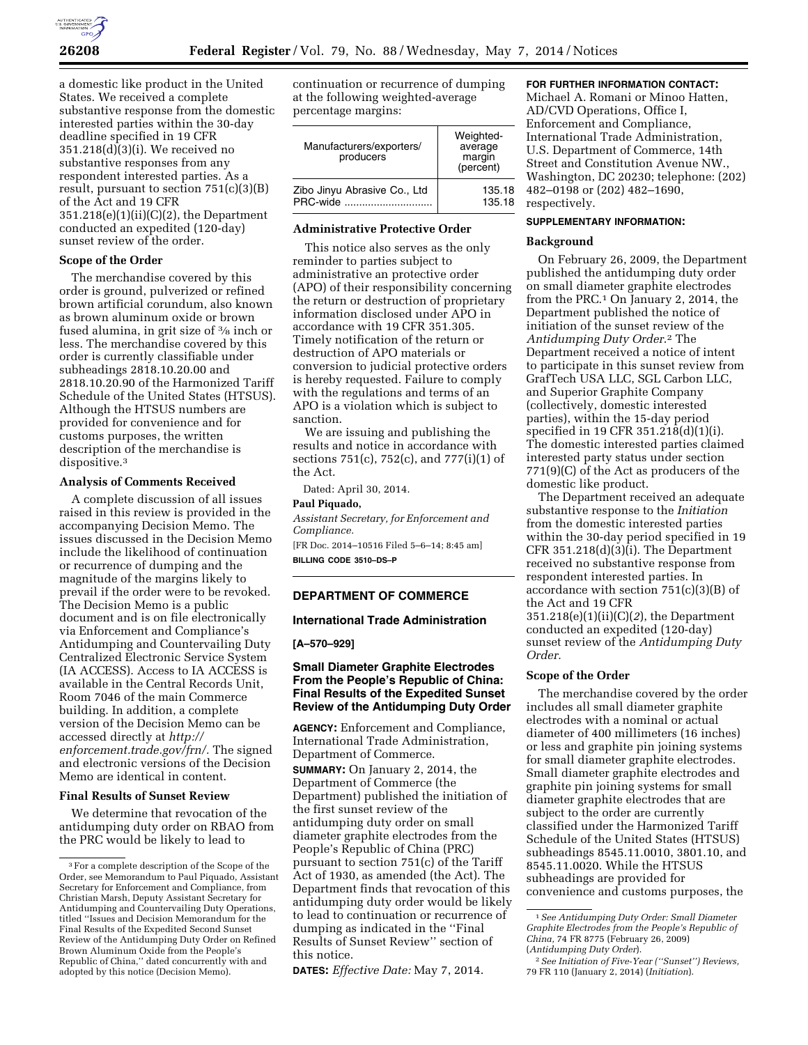a domestic like product in the United States. We received a complete substantive response from the domestic interested parties within the 30-day deadline specified in 19 CFR 351.218(d)(3)(i). We received no substantive responses from any respondent interested parties. As a result, pursuant to section 751(c)(3)(B) of the Act and 19 CFR 351.218(e)(1)(ii)(C)(2), the Department conducted an expedited (120-day) sunset review of the order.

### Scope of the Order

The merchandise covered by this order is ground, pulverized or refined brown artificial corundum, also known as brown aluminum oxide or brown fused alumina, in grit size of 3/8 inch or less. The merchandise covered by this order is currently classifiable under subheadings 2818.10.20.00 and 2818.10.20.90 of the Harmonized Tariff Schedule of the United States (HTSUS). Although the HTSUS numbers are provided for convenience and for customs purposes, the written description of the merchandise is dispositive.[3]

### Analysis of Comments Received

A complete discussion of all issues raised in this review is provided in the accompanying Decision Memo. The issues discussed in the Decision Memo include the likelihood of continuation or recurrence of dumping and the magnitude of the margins likely to prevail if the order were to be revoked. The Decision Memo is a public document and is on file electronically via Enforcement and Compliance's Antidumping and Countervailing Duty Centralized Electronic Service System (IA ACCESS). Access to IA ACCESS is available in the Central Records Unit, Room 7046 of the main Commerce building. In addition, a complete version of the Decision Memo can be accessed directly at *http://enforcement.trade.gov/frn/*. The signed and electronic versions of the Decision Memo are identical in content.

### Final Results of Sunset Review

We determine that revocation of the antidumping duty order on RBAO from the PRC would be likely to lead to continuation or recurrence of dumping at the following weighted-average percentage margins:

| Manufacturers/exporters/ producers | Weighted-average margin (percent) |
|---|---|
| Zibo Jinyu Abrasive Co., Ltd | 135.18 |
| PRC-wide | 135.18 |

### Administrative Protective Order

This notice also serves as the only reminder to parties subject to administrative an protective order (APO) of their responsibility concerning the return or destruction of proprietary information disclosed under APO in accordance with 19 CFR 351.305. Timely notification of the return or destruction of APO materials or conversion to judicial protective orders is hereby requested. Failure to comply with the regulations and terms of an APO is a violation which is subject to sanction.

We are issuing and publishing the results and notice in accordance with sections 751(c), 752(c), and 777(i)(1) of the Act.

Dated: April 30, 2014.

**Paul Piquado,**

*Assistant Secretary, for Enforcement and Compliance.*

[FR Doc. 2014–10516 Filed 5–6–14; 8:45 am]

**BILLING CODE 3510–DS–P**

[3] For a complete description of the Scope of the Order, see Memorandum to Paul Piquado, Assistant Secretary for Enforcement and Compliance, from Christian Marsh, Deputy Assistant Secretary for Antidumping and Countervailing Duty Operations, titled "Issues and Decision Memorandum for the Final Results of the Expedited Second Sunset Review of the Antidumping Duty Order on Refined Brown Aluminum Oxide from the People's Republic of China," dated concurrently with and adopted by this notice (Decision Memo).

## DEPARTMENT OF COMMERCE

### International Trade Administration

**[A–570–929]**

### Small Diameter Graphite Electrodes From the People's Republic of China: Final Results of the Expedited Sunset Review of the Antidumping Duty Order

**AGENCY:** Enforcement and Compliance, International Trade Administration, Department of Commerce.

**SUMMARY:** On January 2, 2014, the Department of Commerce (the Department) published the initiation of the first sunset review of the antidumping duty order on small diameter graphite electrodes from the People's Republic of China (PRC) pursuant to section 751(c) of the Tariff Act of 1930, as amended (the Act). The Department finds that revocation of this antidumping duty order would be likely to lead to continuation or recurrence of dumping as indicated in the "Final Results of Sunset Review" section of this notice.

**DATES:** *Effective Date:* May 7, 2014.

**FOR FURTHER INFORMATION CONTACT:** Michael A. Romani or Minoo Hatten, AD/CVD Operations, Office I, Enforcement and Compliance, International Trade Administration, U.S. Department of Commerce, 14th Street and Constitution Avenue NW., Washington, DC 20230; telephone: (202) 482–0198 or (202) 482–1690, respectively.

**SUPPLEMENTARY INFORMATION:**

### Background

On February 26, 2009, the Department published the antidumping duty order on small diameter graphite electrodes from the PRC.[1] On January 2, 2014, the Department published the notice of initiation of the sunset review of the *Antidumping Duty Order*.[2] The Department received a notice of intent to participate in this sunset review from GrafTech USA LLC, SGL Carbon LLC, and Superior Graphite Company (collectively, domestic interested parties), within the 15-day period specified in 19 CFR 351.218(d)(1)(i). The domestic interested parties claimed interested party status under section 771(9)(C) of the Act as producers of the domestic like product.

The Department received an adequate substantive response to the *Initiation* from the domestic interested parties within the 30-day period specified in 19 CFR 351.218(d)(3)(i). The Department received no substantive response from respondent interested parties. In accordance with section 751(c)(3)(B) of the Act and 19 CFR 351.218(e)(1)(ii)(C)(*2*), the Department conducted an expedited (120-day) sunset review of the *Antidumping Duty Order*.

### Scope of the Order

The merchandise covered by the order includes all small diameter graphite electrodes with a nominal or actual diameter of 400 millimeters (16 inches) or less and graphite pin joining systems for small diameter graphite electrodes. Small diameter graphite electrodes and graphite pin joining systems for small diameter graphite electrodes that are subject to the order are currently classified under the Harmonized Tariff Schedule of the United States (HTSUS) subheadings 8545.11.0010, 3801.10, and 8545.11.0020. While the HTSUS subheadings are provided for convenience and customs purposes, the

[1] *See Antidumping Duty Order: Small Diameter Graphite Electrodes from the People's Republic of China,* 74 FR 8775 (February 26, 2009) (*Antidumping Duty Order*).

[2] *See Initiation of Five-Year ("Sunset") Reviews,* 79 FR 110 (January 2, 2014) (*Initiation*).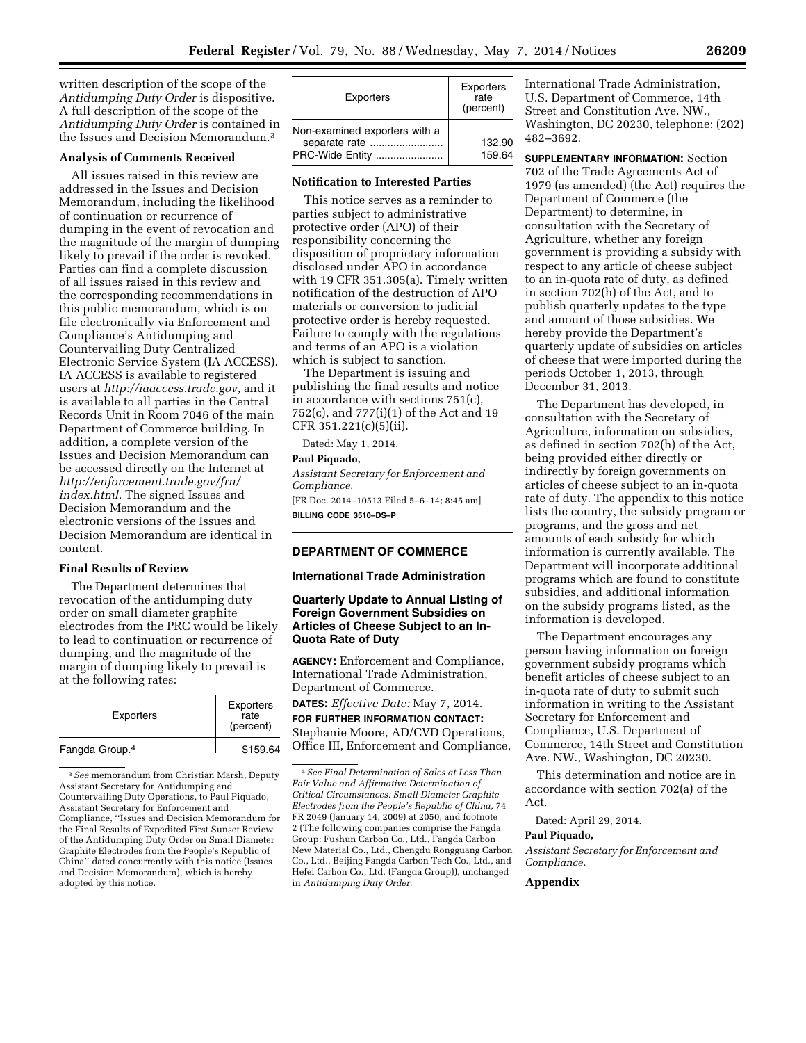written description of the scope of the *Antidumping Duty Order* is dispositive. A full description of the scope of the *Antidumping Duty Order* is contained in the Issues and Decision Memorandum.[3]

### Analysis of Comments Received

All issues raised in this review are addressed in the Issues and Decision Memorandum, including the likelihood of continuation or recurrence of dumping in the event of revocation and the magnitude of the margin of dumping likely to prevail if the order is revoked. Parties can find a complete discussion of all issues raised in this review and the corresponding recommendations in this public memorandum, which is on file electronically via Enforcement and Compliance's Antidumping and Countervailing Duty Centralized Electronic Service System (IA ACCESS). IA ACCESS is available to registered users at *http://iaaccess.trade.gov,* and it is available to all parties in the Central Records Unit in Room 7046 of the main Department of Commerce building. In addition, a complete version of the Issues and Decision Memorandum can be accessed directly on the Internet at *http://enforcement.trade.gov/frn/index.html*. The signed Issues and Decision Memorandum and the electronic versions of the Issues and Decision Memorandum are identical in content.

### Final Results of Review

The Department determines that revocation of the antidumping duty order on small diameter graphite electrodes from the PRC would be likely to lead to continuation or recurrence of dumping, and the magnitude of the margin of dumping likely to prevail is at the following rates:

| Exporters | Exporters rate (percent) |
|---|---|
| Fangda Group.[4] | $159.64 |
| Non-examined exporters with a separate rate | 132.90 |
| PRC-Wide Entity | 159.64 |

[3] *See* memorandum from Christian Marsh, Deputy Assistant Secretary for Antidumping and Countervailing Duty Operations, to Paul Piquado, Assistant Secretary for Enforcement and Compliance, "Issues and Decision Memorandum for the Final Results of Expedited First Sunset Review of the Antidumping Duty Order on Small Diameter Graphite Electrodes from the People's Republic of China" dated concurrently with this notice (Issues and Decision Memorandum), which is hereby adopted by this notice.

[4] *See Final Determination of Sales at Less Than Fair Value and Affirmative Determination of Critical Circumstances: Small Diameter Graphite Electrodes from the People's Republic of China,* 74 FR 2049 (January 14, 2009) at 2050, and footnote 2 (The following companies comprise the Fangda Group: Fushun Carbon Co., Ltd., Fangda Carbon New Material Co., Ltd., Chengdu Rongguang Carbon Co., Ltd., Beijing Fangda Carbon Tech Co., Ltd., and Hefei Carbon Co., Ltd. (Fangda Group)), unchanged in *Antidumping Duty Order.*

### Notification to Interested Parties

This notice serves as a reminder to parties subject to administrative protective order (APO) of their responsibility concerning the disposition of proprietary information disclosed under APO in accordance with 19 CFR 351.305(a). Timely written notification of the destruction of APO materials or conversion to judicial protective order is hereby requested. Failure to comply with the regulations and terms of an APO is a violation which is subject to sanction.

The Department is issuing and publishing the final results and notice in accordance with sections 751(c), 752(c), and 777(i)(1) of the Act and 19 CFR 351.221(c)(5)(ii).

Dated: May 1, 2014.

**Paul Piquado,**

*Assistant Secretary for Enforcement and Compliance.*

[FR Doc. 2014–10513 Filed 5–6–14; 8:45 am]

**BILLING CODE 3510–DS–P**

---

## DEPARTMENT OF COMMERCE

### International Trade Administration

### Quarterly Update to Annual Listing of Foreign Government Subsidies on Articles of Cheese Subject to an In-Quota Rate of Duty

**AGENCY:** Enforcement and Compliance, International Trade Administration, Department of Commerce.

**DATES:** *Effective Date:* May 7, 2014.

**FOR FURTHER INFORMATION CONTACT:** Stephanie Moore, AD/CVD Operations, Office III, Enforcement and Compliance, International Trade Administration, U.S. Department of Commerce, 14th Street and Constitution Ave. NW., Washington, DC 20230, telephone: (202) 482–3692.

**SUPPLEMENTARY INFORMATION:** Section 702 of the Trade Agreements Act of 1979 (as amended) (the Act) requires the Department of Commerce (the Department) to determine, in consultation with the Secretary of Agriculture, whether any foreign government is providing a subsidy with respect to any article of cheese subject to an in-quota rate of duty, as defined in section 702(h) of the Act, and to publish quarterly updates to the type and amount of those subsidies. We hereby provide the Department's quarterly update of subsidies on articles of cheese that were imported during the periods October 1, 2013, through December 31, 2013.

The Department has developed, in consultation with the Secretary of Agriculture, information on subsidies, as defined in section 702(h) of the Act, being provided either directly or indirectly by foreign governments on articles of cheese subject to an in-quota rate of duty. The appendix to this notice lists the country, the subsidy program or programs, and the gross and net amounts of each subsidy for which information is currently available. The Department will incorporate additional programs which are found to constitute subsidies, and additional information on the subsidy programs listed, as the information is developed.

The Department encourages any person having information on foreign government subsidy programs which benefit articles of cheese subject to an in-quota rate of duty to submit such information in writing to the Assistant Secretary for Enforcement and Compliance, U.S. Department of Commerce, 14th Street and Constitution Ave. NW., Washington, DC 20230.

This determination and notice are in accordance with section 702(a) of the Act.

Dated: April 29, 2014.

**Paul Piquado,**

*Assistant Secretary for Enforcement and Compliance.*

**Appendix**